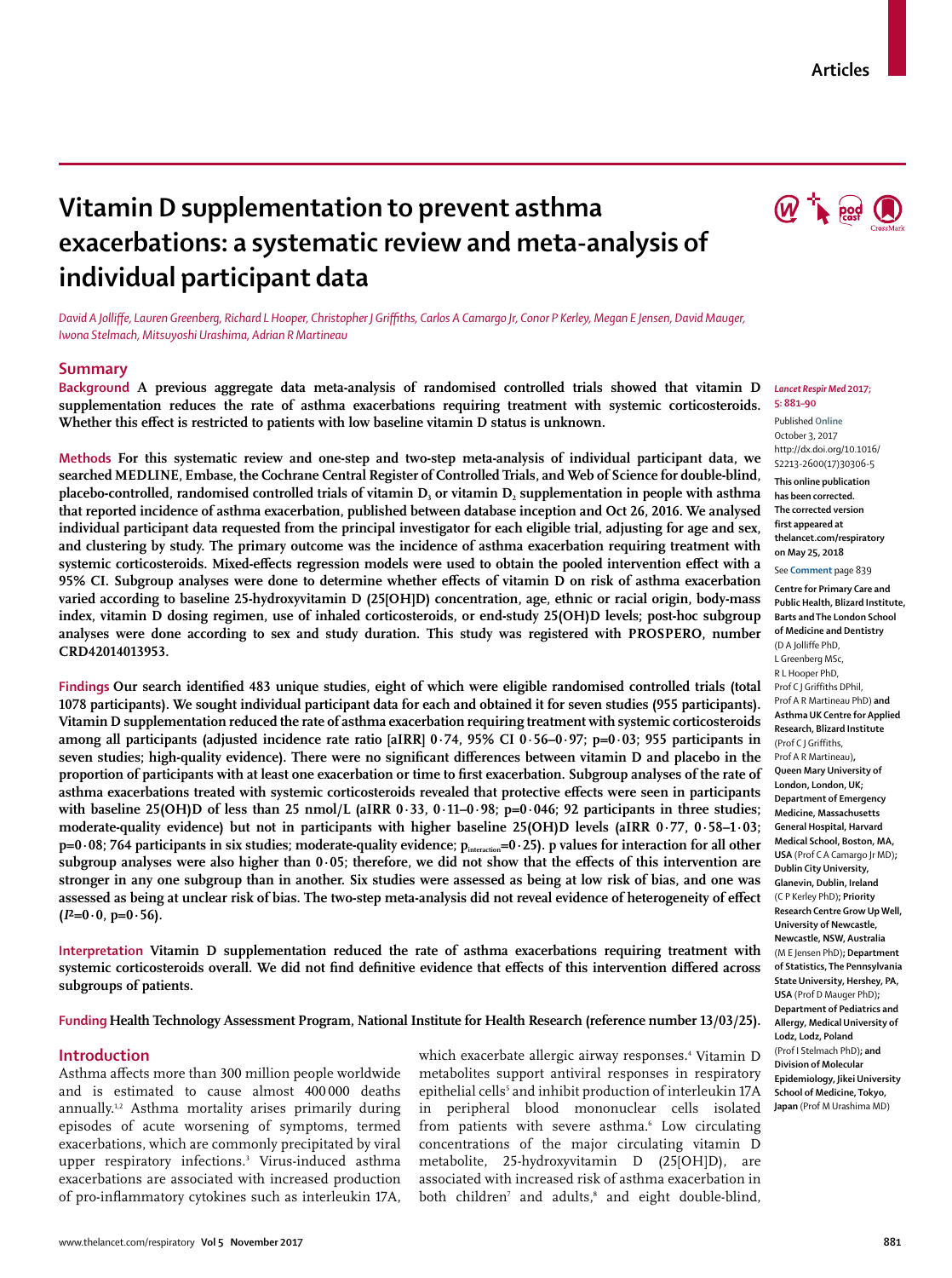# Vitamin D supplementation to prevent asthma exacerbations: a systematic review and meta-analysis of individual participant data

*David A Jolliffe, Lauren Greenberg, Richard L Hooper, Christopher J Griffiths, Carlos A Camargo Jr, Conor P Kerley, Megan E Jensen, David Mauger, Iwona Stelmach, Mitsuyoshi Urashima, Adrian R Martineau*

## Summary

**Background** A previous aggregate data meta-analysis of randomised controlled trials showed that vitamin D supplementation reduces the rate of asthma exacerbations requiring treatment with systemic corticosteroids. Whether this effect is restricted to patients with low baseline vitamin D status is unknown.

**Methods** For this systematic review and one-step and two-step meta-analysis of individual participant data, we searched MEDLINE, Embase, the Cochrane Central Register of Controlled Trials, and Web of Science for double-blind, placebo-controlled, randomised controlled trials of vitamin $D_3$ or vitamin $D_2$ supplementation in people with asthma that reported incidence of asthma exacerbation, published between database inception and Oct 26, 2016. We analysed individual participant data requested from the principal investigator for each eligible trial, adjusting for age and sex, and clustering by study. The primary outcome was the incidence of asthma exacerbation requiring treatment with systemic corticosteroids. Mixed-effects regression models were used to obtain the pooled intervention effect with a 95% CI. Subgroup analyses were done to determine whether effects of vitamin D on risk of asthma exacerbation varied according to baseline 25-hydroxyvitamin D (25[OH]D) concentration, age, ethnic or racial origin, body-mass index, vitamin D dosing regimen, use of inhaled corticosteroids, or end-study 25(OH)D levels; post-hoc subgroup analyses were done according to sex and study duration. This study was registered with PROSPERO, number CRD42014013953.

**Findings** Our search identified 483 unique studies, eight of which were eligible randomised controlled trials (total 1078 participants). We sought individual participant data for each and obtained it for seven studies (955 participants). Vitamin D supplementation reduced the rate of asthma exacerbation requiring treatment with systemic corticosteroids among all participants (adjusted incidence rate ratio [aIRR] 0·74, 95% CI 0·56–0·97; p=0·03; 955 participants in seven studies; high-quality evidence). There were no significant differences between vitamin D and placebo in the proportion of participants with at least one exacerbation or time to first exacerbation. Subgroup analyses of the rate of asthma exacerbations treated with systemic corticosteroids revealed that protective effects were seen in participants with baseline 25(OH)D of less than 25 nmol/L (aIRR 0·33, 0·11–0·98; p=0·046; 92 participants in three studies; moderate-quality evidence) but not in participants with higher baseline 25(OH)D levels (aIRR 0·77, 0·58–1·03; p=0·08; 764 participants in six studies; moderate-quality evidence; $p_{interaction}$=0·25). p values for interaction for all other subgroup analyses were also higher than 0·05; therefore, we did not show that the effects of this intervention are stronger in any one subgroup than in another. Six studies were assessed as being at low risk of bias, and one was assessed as being at unclear risk of bias. The two-step meta-analysis did not reveal evidence of heterogeneity of effect ($I^2$=0·0, p=0·56).

**Interpretation** Vitamin D supplementation reduced the rate of asthma exacerbations requiring treatment with systemic corticosteroids overall. We did not find definitive evidence that effects of this intervention differed across subgroups of patients.

**Funding** Health Technology Assessment Program, National Institute for Health Research (reference number 13/03/25).

*Lancet Respir Med* 2017; 5: 881–90

Published Online October 3, 2017 http://dx.doi.org/10.1016/S2213-2600(17)30306-5

**This online publication has been corrected. The corrected version first appeared at thelancet.com/respiratory on May 25, 2018**

See **Comment** page 839

**Centre for Primary Care and Public Health, Blizard Institute, Barts and The London School of Medicine and Dentistry** (D A Jolliffe PhD, L Greenberg MSc, R L Hooper PhD, Prof C J Griffiths DPhil, Prof A R Martineau PhD) **and Asthma UK Centre for Applied Research, Blizard Institute** (Prof C J Griffiths, Prof A R Martineau), **Queen Mary University of London, London, UK; Department of Emergency Medicine, Massachusetts General Hospital, Harvard Medical School, Boston, MA, USA** (Prof C A Camargo Jr MD)**; Dublin City University, Glanevin, Dublin, Ireland** (C P Kerley PhD)**; Priority Research Centre Grow Up Well, University of Newcastle, Newcastle, NSW, Australia** (M E Jensen PhD)**; Department of Statistics, The Pennsylvania State University, Hershey, PA, USA** (Prof D Mauger PhD)**; Department of Pediatrics and Allergy, Medical University of Lodz, Lodz, Poland** (Prof I Stelmach PhD)**; and Division of Molecular Epidemiology, Jikei University School of Medicine, Tokyo, Japan** (Prof M Urashima MD)

## Introduction

Asthma affects more than 300 million people worldwide and is estimated to cause almost 400 000 deaths annually.[1,2] Asthma mortality arises primarily during episodes of acute worsening of symptoms, termed exacerbations, which are commonly precipitated by viral upper respiratory infections.[3] Virus-induced asthma exacerbations are associated with increased production of pro-inflammatory cytokines such as interleukin 17A, which exacerbate allergic airway responses.[4] Vitamin D metabolites support antiviral responses in respiratory epithelial cells[5] and inhibit production of interleukin 17A in peripheral blood mononuclear cells isolated from patients with severe asthma.[6] Low circulating concentrations of the major circulating vitamin D metabolite, 25-hydroxyvitamin D (25[OH]D), are associated with increased risk of asthma exacerbation in both children[7] and adults,[8] and eight double-blind,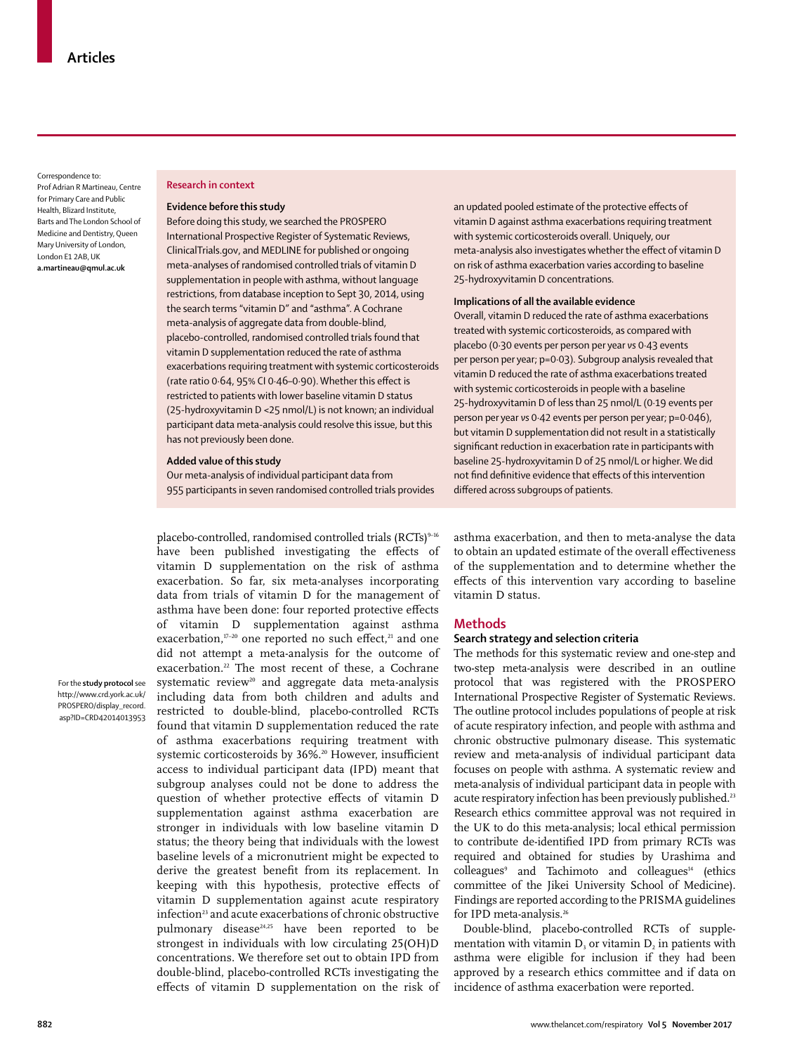Correspondence to: Prof Adrian R Martineau, Centre for Primary Care and Public Health, Blizard Institute, Barts and The London School of Medicine and Dentistry, Queen Mary University of London, London E1 2AB, UK **a.martineau@qmul.ac.uk**

## Research in context

### Evidence before this study

Before doing this study, we searched the PROSPERO International Prospective Register of Systematic Reviews, ClinicalTrials.gov, and MEDLINE for published or ongoing meta-analyses of randomised controlled trials of vitamin D supplementation in people with asthma, without language restrictions, from database inception to Sept 30, 2014, using the search terms "vitamin D" and "asthma". A Cochrane meta-analysis of aggregate data from double-blind, placebo-controlled, randomised controlled trials found that vitamin D supplementation reduced the rate of asthma exacerbations requiring treatment with systemic corticosteroids (rate ratio 0·64, 95% CI 0·46–0·90). Whether this effect is restricted to patients with lower baseline vitamin D status (25-hydroxyvitamin D <25 nmol/L) is not known; an individual participant data meta-analysis could resolve this issue, but this has not previously been done.

### Added value of this study

Our meta-analysis of individual participant data from 955 participants in seven randomised controlled trials provides an updated pooled estimate of the protective effects of vitamin D against asthma exacerbations requiring treatment with systemic corticosteroids overall. Uniquely, our meta-analysis also investigates whether the effect of vitamin D on risk of asthma exacerbation varies according to baseline 25-hydroxyvitamin D concentrations.

### Implications of all the available evidence

Overall, vitamin D reduced the rate of asthma exacerbations treated with systemic corticosteroids, as compared with placebo (0·30 events per person per year *vs* 0·43 events per person per year; p=0·03). Subgroup analysis revealed that vitamin D reduced the rate of asthma exacerbations treated with systemic corticosteroids in people with a baseline 25-hydroxyvitamin D of less than 25 nmol/L (0·19 events per person per year *vs* 0·42 events per person per year; p=0·046), but vitamin D supplementation did not result in a statistically significant reduction in exacerbation rate in participants with baseline 25-hydroxyvitamin D of 25 nmol/L or higher. We did not find definitive evidence that effects of this intervention differed across subgroups of patients.

placebo-controlled, randomised controlled trials (RCTs)[9–16] have been published investigating the effects of vitamin D supplementation on the risk of asthma exacerbation. So far, six meta-analyses incorporating data from trials of vitamin D for the management of asthma have been done: four reported protective effects of vitamin D supplementation against asthma exacerbation,[17–20] one reported no such effect,[21] and one did not attempt a meta-analysis for the outcome of exacerbation.[22] The most recent of these, a Cochrane systematic review[20] and aggregate data meta-analysis including data from both children and adults and restricted to double-blind, placebo-controlled RCTs found that vitamin D supplementation reduced the rate of asthma exacerbations requiring treatment with systemic corticosteroids by 36%.[20] However, insufficient access to individual participant data (IPD) meant that subgroup analyses could not be done to address the question of whether protective effects of vitamin D supplementation against asthma exacerbation are stronger in individuals with low baseline vitamin D status; the theory being that individuals with the lowest baseline levels of a micronutrient might be expected to derive the greatest benefit from its replacement. In keeping with this hypothesis, protective effects of vitamin D supplementation against acute respiratory infection[23] and acute exacerbations of chronic obstructive pulmonary disease[24,25] have been reported to be strongest in individuals with low circulating 25(OH)D concentrations. We therefore set out to obtain IPD from double-blind, placebo-controlled RCTs investigating the effects of vitamin D supplementation on the risk of asthma exacerbation, and then to meta-analyse the data to obtain an updated estimate of the overall effectiveness of the supplementation and to determine whether the effects of this intervention vary according to baseline vitamin D status.

For the **study protocol** see http://www.crd.york.ac.uk/PROSPERO/display_record.asp?ID=CRD42014013953

## Methods

### Search strategy and selection criteria

The methods for this systematic review and one-step and two-step meta-analysis were described in an outline protocol that was registered with the PROSPERO International Prospective Register of Systematic Reviews. The outline protocol includes populations of people at risk of acute respiratory infection, and people with asthma and chronic obstructive pulmonary disease. This systematic review and meta-analysis of individual participant data focuses on people with asthma. A systematic review and meta-analysis of individual participant data in people with acute respiratory infection has been previously published.[23] Research ethics committee approval was not required in the UK to do this meta-analysis; local ethical permission to contribute de-identified IPD from primary RCTs was required and obtained for studies by Urashima and colleagues[9] and Tachimoto and colleagues[14] (ethics committee of the Jikei University School of Medicine). Findings are reported according to the PRISMA guidelines for IPD meta-analysis.[26]

Double-blind, placebo-controlled RCTs of supplementation with vitamin $D_3$ or vitamin $D_2$ in patients with asthma were eligible for inclusion if they had been approved by a research ethics committee and if data on incidence of asthma exacerbation were reported.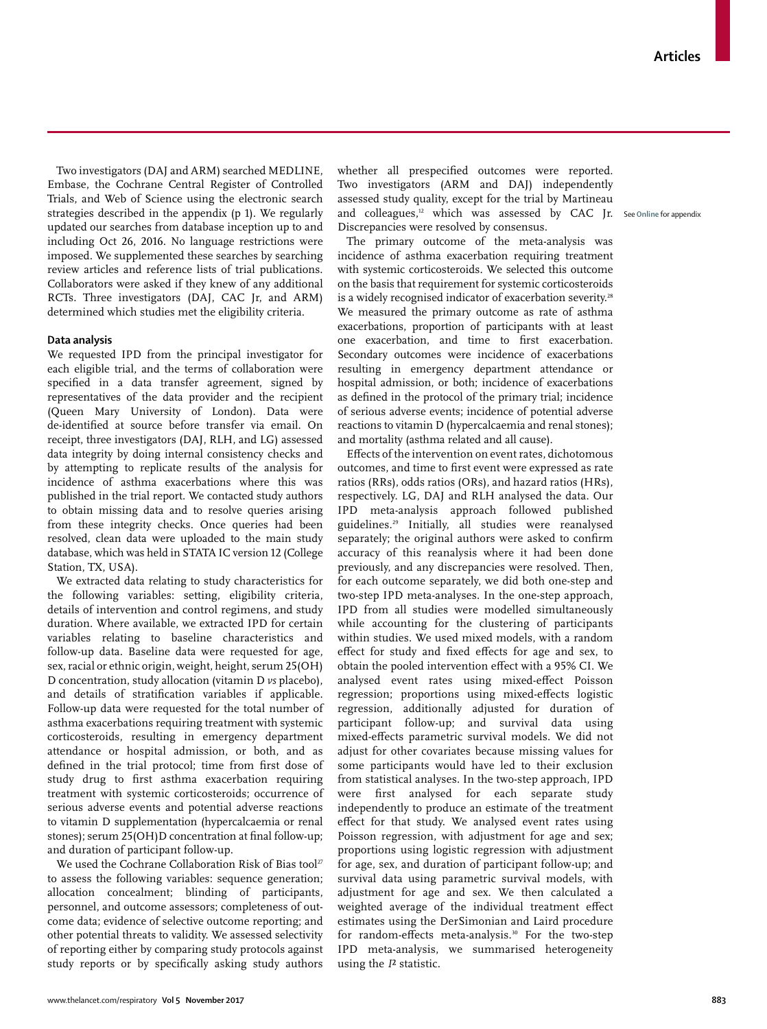Two investigators (DAJ and ARM) searched MEDLINE, Embase, the Cochrane Central Register of Controlled Trials, and Web of Science using the electronic search strategies described in the appendix (p 1). We regularly updated our searches from database inception up to and including Oct 26, 2016. No language restrictions were imposed. We supplemented these searches by searching review articles and reference lists of trial publications. Collaborators were asked if they knew of any additional RCTs. Three investigators (DAJ, CAC Jr, and ARM) determined which studies met the eligibility criteria.

### Data analysis

We requested IPD from the principal investigator for each eligible trial, and the terms of collaboration were specified in a data transfer agreement, signed by representatives of the data provider and the recipient (Queen Mary University of London). Data were de-identified at source before transfer via email. On receipt, three investigators (DAJ, RLH, and LG) assessed data integrity by doing internal consistency checks and by attempting to replicate results of the analysis for incidence of asthma exacerbations where this was published in the trial report. We contacted study authors to obtain missing data and to resolve queries arising from these integrity checks. Once queries had been resolved, clean data were uploaded to the main study database, which was held in STATA IC version 12 (College Station, TX, USA).

We extracted data relating to study characteristics for the following variables: setting, eligibility criteria, details of intervention and control regimens, and study duration. Where available, we extracted IPD for certain variables relating to baseline characteristics and follow-up data. Baseline data were requested for age, sex, racial or ethnic origin, weight, height, serum 25(OH)D concentration, study allocation (vitamin D *vs* placebo), and details of stratification variables if applicable. Follow-up data were requested for the total number of asthma exacerbations requiring treatment with systemic corticosteroids, resulting in emergency department attendance or hospital admission, or both, and as defined in the trial protocol; time from first dose of study drug to first asthma exacerbation requiring treatment with systemic corticosteroids; occurrence of serious adverse events and potential adverse reactions to vitamin D supplementation (hypercalcaemia or renal stones); serum 25(OH)D concentration at final follow-up; and duration of participant follow-up.

We used the Cochrane Collaboration Risk of Bias tool[27] to assess the following variables: sequence generation; allocation concealment; blinding of participants, personnel, and outcome assessors; completeness of outcome data; evidence of selective outcome reporting; and other potential threats to validity. We assessed selectivity of reporting either by comparing study protocols against study reports or by specifically asking study authors whether all prespecified outcomes were reported. Two investigators (ARM and DAJ) independently assessed study quality, except for the trial by Martineau and colleagues,[12] which was assessed by CAC Jr. Discrepancies were resolved by consensus.

See Online for appendix

The primary outcome of the meta-analysis was incidence of asthma exacerbation requiring treatment with systemic corticosteroids. We selected this outcome on the basis that requirement for systemic corticosteroids is a widely recognised indicator of exacerbation severity.[28] We measured the primary outcome as rate of asthma exacerbations, proportion of participants with at least one exacerbation, and time to first exacerbation. Secondary outcomes were incidence of exacerbations resulting in emergency department attendance or hospital admission, or both; incidence of exacerbations as defined in the protocol of the primary trial; incidence of serious adverse events; incidence of potential adverse reactions to vitamin D (hypercalcaemia and renal stones); and mortality (asthma related and all cause).

Effects of the intervention on event rates, dichotomous outcomes, and time to first event were expressed as rate ratios (RRs), odds ratios (ORs), and hazard ratios (HRs), respectively. LG, DAJ and RLH analysed the data. Our IPD meta-analysis approach followed published guidelines.[29] Initially, all studies were reanalysed separately; the original authors were asked to confirm accuracy of this reanalysis where it had been done previously, and any discrepancies were resolved. Then, for each outcome separately, we did both one-step and two-step IPD meta-analyses. In the one-step approach, IPD from all studies were modelled simultaneously while accounting for the clustering of participants within studies. We used mixed models, with a random effect for study and fixed effects for age and sex, to obtain the pooled intervention effect with a 95% CI. We analysed event rates using mixed-effect Poisson regression; proportions using mixed-effects logistic regression, additionally adjusted for duration of participant follow-up; and survival data using mixed-effects parametric survival models. We did not adjust for other covariates because missing values for some participants would have led to their exclusion from statistical analyses. In the two-step approach, IPD were first analysed for each separate study independently to produce an estimate of the treatment effect for that study. We analysed event rates using Poisson regression, with adjustment for age and sex; proportions using logistic regression with adjustment for age, sex, and duration of participant follow-up; and survival data using parametric survival models, with adjustment for age and sex. We then calculated a weighted average of the individual treatment effect estimates using the DerSimonian and Laird procedure for random-effects meta-analysis.[30] For the two-step IPD meta-analysis, we summarised heterogeneity using the $I^2$ statistic.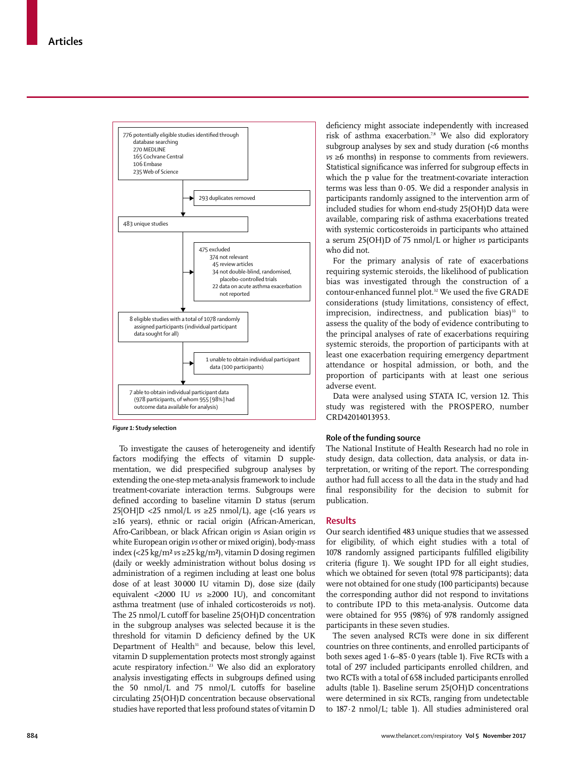776 potentially eligible studies identified through database searching
- 270 MEDLINE
- 165 Cochrane Central
- 106 Embase
- 235 Web of Science

293 duplicates removed

483 unique studies

475 excluded
- 374 not relevant
- 45 review articles
- 34 not double-blind, randomised, placebo-controlled trials
- 22 data on acute asthma exacerbation not reported

8 eligible studies with a total of 1078 randomly assigned participants (individual participant data sought for all)

1 unable to obtain individual participant data (100 participants)

7 able to obtain individual participant data (978 participants, of whom 955 [98%] had outcome data available for analysis)

***Figure 1:*** **Study selection**

To investigate the causes of heterogeneity and identify factors modifying the effects of vitamin D supplementation, we did prespecified subgroup analyses by extending the one-step meta-analysis framework to include treatment-covariate interaction terms. Subgroups were defined according to baseline vitamin D status (serum 25[OH]D <25 nmol/L *vs* ≥25 nmol/L), age (<16 years *vs* ≥16 years), ethnic or racial origin (African-American, Afro-Caribbean, or black African origin *vs* Asian origin *vs* white European origin *vs* other or mixed origin), body-mass index (<25 kg/m² *vs* ≥25 kg/m²), vitamin D dosing regimen (daily or weekly administration without bolus dosing *vs* administration of a regimen including at least one bolus dose of at least 30 000 IU vitamin D), dose size (daily equivalent <2000 IU *vs* ≥2000 IU), and concomitant asthma treatment (use of inhaled corticosteroids *vs* not). The 25 nmol/L cutoff for baseline 25(OH)D concentration in the subgroup analyses was selected because it is the threshold for vitamin D deficiency defined by the UK Department of Health[31] and because, below this level, vitamin D supplementation protects most strongly against acute respiratory infection.[23] We also did an exploratory analysis investigating effects in subgroups defined using the 50 nmol/L and 75 nmol/L cutoffs for baseline circulating 25(OH)D concentration because observational studies have reported that less profound states of vitamin D deficiency might associate independently with increased risk of asthma exacerbation.[7,8] We also did exploratory subgroup analyses by sex and study duration (<6 months *vs* ≥6 months) in response to comments from reviewers. Statistical significance was inferred for subgroup effects in which the p value for the treatment-covariate interaction terms was less than 0·05. We did a responder analysis in participants randomly assigned to the intervention arm of included studies for whom end-study 25(OH)D data were available, comparing risk of asthma exacerbations treated with systemic corticosteroids in participants who attained a serum 25(OH)D of 75 nmol/L or higher *vs* participants who did not.

For the primary analysis of rate of exacerbations requiring systemic steroids, the likelihood of publication bias was investigated through the construction of a contour-enhanced funnel plot.[32] We used the five GRADE considerations (study limitations, consistency of effect, imprecision, indirectness, and publication bias)[33] to assess the quality of the body of evidence contributing to the principal analyses of rate of exacerbations requiring systemic steroids, the proportion of participants with at least one exacerbation requiring emergency department attendance or hospital admission, or both, and the proportion of participants with at least one serious adverse event.

Data were analysed using STATA IC, version 12. This study was registered with the PROSPERO, number CRD42014013953.

### Role of the funding source

The National Institute of Health Research had no role in study design, data collection, data analysis, or data interpretation, or writing of the report. The corresponding author had full access to all the data in the study and had final responsibility for the decision to submit for publication.

## Results

Our search identified 483 unique studies that we assessed for eligibility, of which eight studies with a total of 1078 randomly assigned participants fulfilled eligibility criteria (figure 1). We sought IPD for all eight studies, which we obtained for seven (total 978 participants); data were not obtained for one study (100 participants) because the corresponding author did not respond to invitations to contribute IPD to this meta-analysis. Outcome data were obtained for 955 (98%) of 978 randomly assigned participants in these seven studies.

The seven analysed RCTs were done in six different countries on three continents, and enrolled participants of both sexes aged 1·6–85·0 years (table 1). Five RCTs with a total of 297 included participants enrolled children, and two RCTs with a total of 658 included participants enrolled adults (table 1). Baseline serum 25(OH)D concentrations were determined in six RCTs, ranging from undetectable to 187·2 nmol/L; table 1). All studies administered oral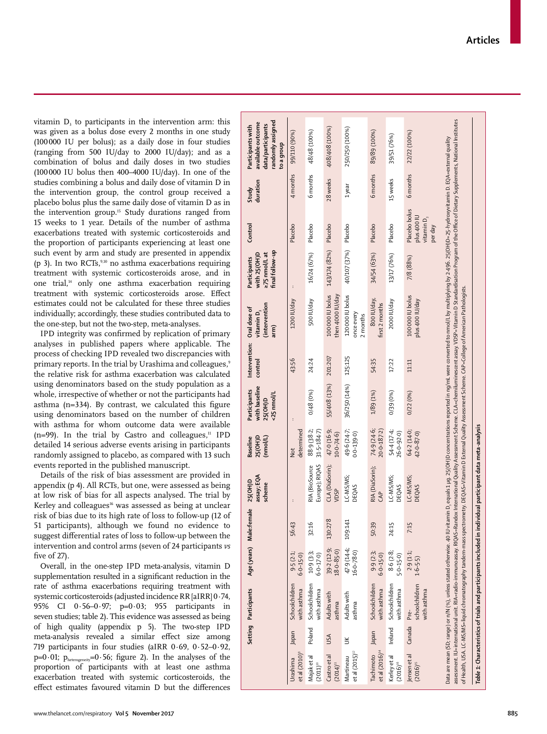vitamin $D_3$ to participants in the intervention arm: this was given as a bolus dose every 2 months in one study (100 000 IU per bolus); as a daily dose in four studies (ranging from 500 IU/day to 2000 IU/day); and as a combination of bolus and daily doses in two studies (100 000 IU bolus then 400–4000 IU/day). In one of the studies combining a bolus and daily dose of vitamin D in the intervention group, the control group received a placebo bolus plus the same daily dose of vitamin D as in the intervention group.[15] Study durations ranged from 15 weeks to 1 year. Details of the number of asthma exacerbations treated with systemic corticosteroids and the proportion of participants experiencing at least one such event by arm and study are presented in appendix (p 3). In two RCTs,[9,10] no asthma exacerbations requiring treatment with systemic corticosteroids arose, and in one trial,[14] only one asthma exacerbation requiring treatment with systemic corticosteroids arose. Effect estimates could not be calculated for these three studies individually; accordingly, these studies contributed data to the one-step, but not the two-step, meta-analyses.

IPD integrity was confirmed by replication of primary analyses in published papers where applicable. The process of checking IPD revealed two discrepancies with primary reports. In the trial by Urashima and colleagues,[9] the relative risk for asthma exacerbation was calculated using denominators based on the study population as a whole, irrespective of whether or not the participants had asthma (n=334). By contrast, we calculated this figure using denominators based on the number of children with asthma for whom outcome data were available (n=99). In the trial by Castro and colleagues,[11] IPD detailed 14 serious adverse events arising in participants randomly assigned to placebo, as compared with 13 such events reported in the published manuscript.

Details of the risk of bias assessment are provided in appendix (p 4). All RCTs, but one, were assessed as being at low risk of bias for all aspects analysed. The trial by Kerley and colleagues[16] was assessed as being at unclear risk of bias due to its high rate of loss to follow-up (12 of 51 participants), although we found no evidence to suggest differential rates of loss to follow-up between the intervention and control arms (seven of 24 participants *vs* five of 27).

Overall, in the one-step IPD meta-analysis, vitamin D supplementation resulted in a significant reduction in the rate of asthma exacerbations requiring treatment with systemic corticosteroids (adjusted incidence RR [aIRR] 0·74, 95% CI 0·56–0·97; p=0·03; 955 participants in seven studies; table 2). This evidence was assessed as being of high quality (appendix p 5). The two-step IPD meta-analysis revealed a similar effect size among 719 participants in four studies (aIRR 0·69, 0·52–0·92, p=0·01; $p_{heterogeneity}$=0·56; figure 2). In the analyses of the proportion of participants with at least one asthma exacerbation treated with systemic corticosteroids, the effect estimates favoured vitamin D but the differences

| | Setting | Participants | Age (years) | Male:female | 25(OH)D assay; EQA scheme | Baseline 25(OH)D (nmol/L) | Participants with baseline 25(OH)D <25 nmol/L | Intervention: control | Oral dose of vitamin $D_3$ (intervention arm) | Participants with 25(OH)D ≥75 nmol/L at final follow-up | Control | Study duration | Participants with available outcome data/participants randomly assigned to a group |
|---|---|---|---|---|---|---|---|---|---|---|---|---|---|
| Urashima et al (2010)[9] | Japan | Schoolchildren with asthma | 9·5 (2·1; 6·0–15·0) | 56:43 | .. | Not determined | .. | 43:56 | 1200 IU/day | .. | Placebo | 4 months | 99/110 (90%) |
| Majak et al (2011)[10] | Poland | Schoolchildren with asthma | 10·9 (3·3; 6·0–17·0) | 32:16 | RIA (BioSource Europe); RIQAS | 88·9 (38·2; 31·5–184·7) | 0/48 (0%) | 24:24 | 500 IU/day | 16/24 (67%) | Placebo | 6 months | 48/48 (100%) |
| Castro et al (2014)[11] | USA | Adults with asthma | 39·2 (12·9; 18·0–85·0) | 130:278 | CLA (DiaSorin); VDSP | 47·0 (16·9; 10·0–74·6) | 55/408 (13%) | 201:207 | 100 000 IU bolus then 4000 IU/day | 143/174 (82%) | Placebo | 28 weeks | 408/408 (100%) |
| Martineau et al (2015)[12] | UK | Adults with asthma | 47·9 (14·4; 16·0–78·0) | 109:141 | LC-MS/MS; DEQAS | 49·6 (24·7; 0·0–139·0) | 36/250 (14%) | 125:125 | 120 000 IU bolus once every 2 months | 40/107 (37%) | Placebo | 1 year | 250/250 (100%) |
| Tachimoto et al (2016)[14] | Japan | Schoolchildren with asthma | 9·9 (2·3; 6·0–15·0) | 50:39 | RIA (DiaSorin); CAP | 74·9 (24·6; 20·0–187·2) | 1/89 (1%) | 54:35 | 800 IU/day, first 2 months | 34/54 (63%) | Placebo | 6 months | 89/89 (100%) |
| Kerley et al (2016)[16] | Ireland | Schoolchildren with asthma | 8·6 (2·8; 5·0–15·0) | 24:15 | LC-MS/MS; DEQAS | 54·4 (17·4; 26·0–92·0) | 0/39 (0%) | 17:22 | 2000 IU/day | 13/17 (76%) | Placebo | 15 weeks | 39/51 (76%) |
| Jensen et al (2016)[15] | Canada | Pre-schoolchildren with asthma | 2·9 (1·1; 1·6–5·5) | 7:15 | LC-MS/MS; DEQAS | 64·2 (14·0; 42·0–87·0) | 0/22 (0%) | 11:11 | 100 000 IU bolus plus 400 IU/day | 7/8 (88%) | Placebo bolus plus 400 IU vitamin $D_3$ per day | 6 months | 22/22 (100%) |

Data are mean (SD; range) or n/N (%), unless stated otherwise. 40 IU vitamin $D_3$ equals 1 µg. 25(OH)D concentrations reported in ng/mL were converted to nmol/L by multiplying by 2·496. 25(OH)D=25-hydroxyvitamin D. EQA=external quality assessment. IU=international unit. RIA=radio-immunoassay. RIQAS=Randox International Quality Assessment Scheme. CLA=chemiluminescent assay. VDSP=Vitamin D Standardisation Program of the Office of Dietary Supplements, National Institutes of Health, USA. LC-MS/MS=liquid chromatography tandem-mass spectrometry. DEQAS=Vitamin D External Quality Assessment Scheme. CAP=College of American Pathologists.

**Table 1: Characteristics of trials and participants included in individual participant data meta-analysis**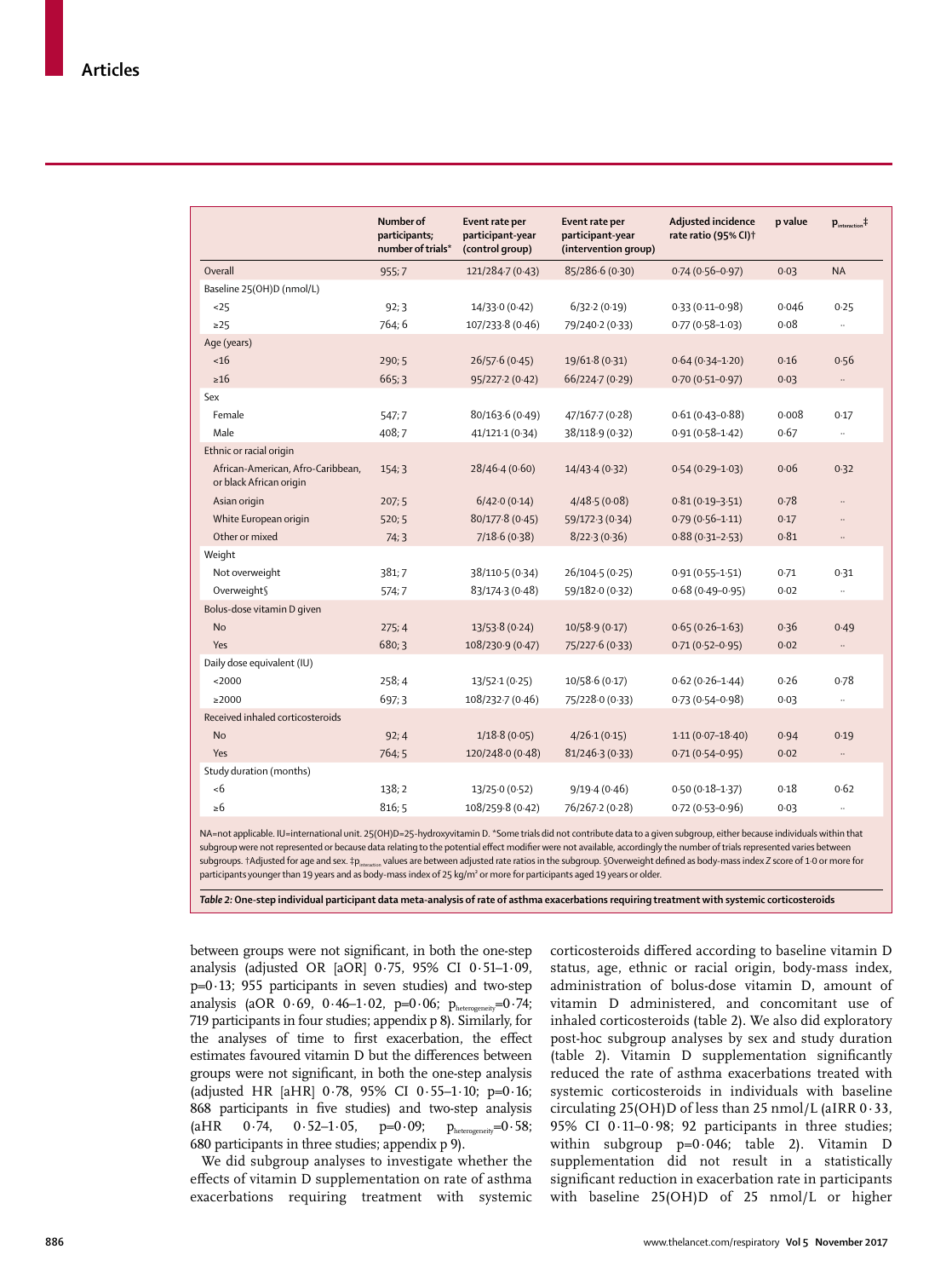| | Number of participants; number of trials* | Event rate per participant-year (control group) | Event rate per participant-year (intervention group) | Adjusted incidence rate ratio (95% CI)† | p value | $p_{interaction}$‡ |
|---|---|---|---|---|---|---|
| Overall | 955; 7 | 121/284·7 (0·43) | 85/286·6 (0·30) | 0·74 (0·56–0·97) | 0·03 | NA |
| Baseline 25(OH)D (nmol/L) | | | | | | |
| <25 | 92; 3 | 14/33·0 (0·42) | 6/32·2 (0·19) | 0·33 (0·11–0·98) | 0·046 | 0·25 |
| ≥25 | 764; 6 | 107/233·8 (0·46) | 79/240·2 (0·33) | 0·77 (0·58–1·03) | 0·08 | .. |
| Age (years) | | | | | | |
| <16 | 290; 5 | 26/57·6 (0·45) | 19/61·8 (0·31) | 0·64 (0·34–1·20) | 0·16 | 0·56 |
| ≥16 | 665; 3 | 95/227·2 (0·42) | 66/224·7 (0·29) | 0·70 (0·51–0·97) | 0·03 | .. |
| Sex | | | | | | |
| Female | 547; 7 | 80/163·6 (0·49) | 47/167·7 (0·28) | 0·61 (0·43–0·88) | 0·008 | 0·17 |
| Male | 408; 7 | 41/121·1 (0·34) | 38/118·9 (0·32) | 0·91 (0·58–1·42) | 0·67 | .. |
| Ethnic or racial origin | | | | | | |
| African-American, Afro-Caribbean, or black African origin | 154; 3 | 28/46·4 (0·60) | 14/43·4 (0·32) | 0·54 (0·29–1·03) | 0·06 | 0·32 |
| Asian origin | 207; 5 | 6/42·0 (0·14) | 4/48·5 (0·08) | 0·81 (0·19–3·51) | 0·78 | .. |
| White European origin | 520; 5 | 80/177·8 (0·45) | 59/172·3 (0·34) | 0·79 (0·56–1·11) | 0·17 | .. |
| Other or mixed | 74; 3 | 7/18·6 (0·38) | 8/22·3 (0·36) | 0·88 (0·31–2·53) | 0·81 | .. |
| Weight | | | | | | |
| Not overweight | 381; 7 | 38/110·5 (0·34) | 26/104·5 (0·25) | 0·91 (0·55–1·51) | 0·71 | 0·31 |
| Overweight§ | 574; 7 | 83/174·3 (0·48) | 59/182·0 (0·32) | 0·68 (0·49–0·95) | 0·02 | .. |
| Bolus-dose vitamin D given | | | | | | |
| No | 275; 4 | 13/53·8 (0·24) | 10/58·9 (0·17) | 0·65 (0·26–1·63) | 0·36 | 0·49 |
| Yes | 680; 3 | 108/230·9 (0·47) | 75/227·6 (0·33) | 0·71 (0·52–0·95) | 0·02 | .. |
| Daily dose equivalent (IU) | | | | | | |
| <2000 | 258; 4 | 13/52·1 (0·25) | 10/58·6 (0·17) | 0·62 (0·26–1·44) | 0·26 | 0·78 |
| ≥2000 | 697; 3 | 108/232·7 (0·46) | 75/228·0 (0·33) | 0·73 (0·54–0·98) | 0·03 | .. |
| Received inhaled corticosteroids | | | | | | |
| No | 92; 4 | 1/18·8 (0·05) | 4/26·1 (0·15) | 1·11 (0·07–18·40) | 0·94 | 0·19 |
| Yes | 764; 5 | 120/248·0 (0·48) | 81/246·3 (0·33) | 0·71 (0·54–0·95) | 0·02 | .. |
| Study duration (months) | | | | | | |
| <6 | 138; 2 | 13/25·0 (0·52) | 9/19·4 (0·46) | 0·50 (0·18–1·37) | 0·18 | 0·62 |
| ≥6 | 816; 5 | 108/259·8 (0·42) | 76/267·2 (0·28) | 0·72 (0·53–0·96) | 0·03 | .. |

NA=not applicable. IU=international unit. 25(OH)D=25-hydroxyvitamin D. *Some trials did not contribute data to a given subgroup, either because individuals within that subgroup were not represented or because data relating to the potential effect modifier were not available, accordingly the number of trials represented varies between subgroups. †Adjusted for age and sex. ‡$p_{interaction}$ values are between adjusted rate ratios in the subgroup. §Overweight defined as body-mass index Z score of 1·0 or more for participants younger than 19 years and as body-mass index of 25 kg/m² or more for participants aged 19 years or older.

***Table 2:* One-step individual participant data meta-analysis of rate of asthma exacerbations requiring treatment with systemic corticosteroids**

between groups were not significant, in both the one-step analysis (adjusted OR [aOR] 0·75, 95% CI 0·51–1·09, p=0·13; 955 participants in seven studies) and two-step analysis (aOR 0·69, 0·46–1·02, p=0·06; $p_{heterogeneity}$=0·74; 719 participants in four studies; appendix p 8). Similarly, for the analyses of time to first exacerbation, the effect estimates favoured vitamin D but the differences between groups were not significant, in both the one-step analysis (adjusted HR [aHR] 0·78, 95% CI 0·55–1·10; p=0·16; 868 participants in five studies) and two-step analysis (aHR 0·74, 0·52–1·05, p=0·09; $p_{heterogeneity}$=0·58; 680 participants in three studies; appendix p 9).

We did subgroup analyses to investigate whether the effects of vitamin D supplementation on rate of asthma exacerbations requiring treatment with systemic corticosteroids differed according to baseline vitamin D status, age, ethnic or racial origin, body-mass index, administration of bolus-dose vitamin D, amount of vitamin D administered, and concomitant use of inhaled corticosteroids (table 2). We also did exploratory post-hoc subgroup analyses by sex and study duration (table 2). Vitamin D supplementation significantly reduced the rate of asthma exacerbations treated with systemic corticosteroids in individuals with baseline circulating 25(OH)D of less than 25 nmol/L (aIRR 0·33, 95% CI 0·11–0·98; 92 participants in three studies; within subgroup p=0·046; table 2). Vitamin D supplementation did not result in a statistically significant reduction in exacerbation rate in participants with baseline 25(OH)D of 25 nmol/L or higher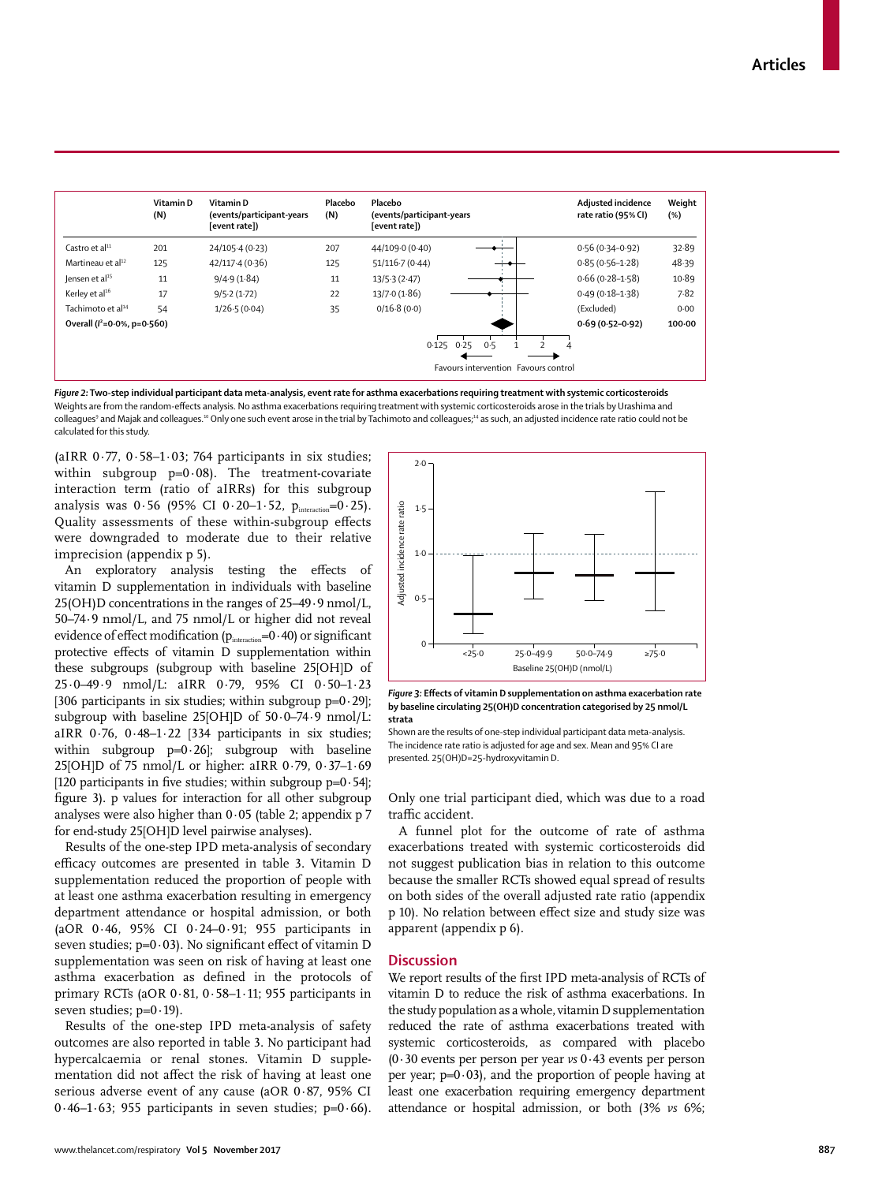| | Vitamin D (N) | Vitamin D (events/participant-years [event rate]) | Placebo (N) | Placebo (events/participant-years [event rate]) | Adjusted incidence rate ratio (95% CI) | Weight (%) |
|---|---|---|---|---|---|---|
| Castro et al[11] | 201 | 24/105·4 (0·23) | 207 | 44/109·0 (0·40) | 0·56 (0·34–0·92) | 32·89 |
| Martineau et al[12] | 125 | 42/117·4 (0·36) | 125 | 51/116·7 (0·44) | 0·85 (0·56–1·28) | 48·39 |
| Jensen et al[15] | 11 | 9/4·9 (1·84) | 11 | 13/5·3 (2·47) | 0·66 (0·28–1·58) | 10·89 |
| Kerley et al[16] | 17 | 9/5·2 (1·72) | 22 | 13/7·0 (1·86) | 0·49 (0·18–1·38) | 7·82 |
| Tachimoto et al[14] | 54 | 1/26·5 (0·04) | 35 | 0/16·8 (0·0) | (Excluded) | 0·00 |
| **Overall ($I^2$=0·0%, p=0·560)** | | | | | **0·69 (0·52–0·92)** | **100·00** |

Favours intervention ← → Favours control (axis: 0·125, 0·25, 0·5, 1, 2, 4)

***Figure 2:* Two-step individual participant data meta-analysis, event rate for asthma exacerbations requiring treatment with systemic corticosteroids**
Weights are from the random-effects analysis. No asthma exacerbations requiring treatment with systemic corticosteroids arose in the trials by Urashima and colleagues[9] and Majak and colleagues.[10] Only one such event arose in the trial by Tachimoto and colleagues;[14] as such, an adjusted incidence rate ratio could not be calculated for this study.

(aIRR 0·77, 0·58–1·03; 764 participants in six studies; within subgroup p=0·08). The treatment-covariate interaction term (ratio of aIRRs) for this subgroup analysis was 0·56 (95% CI 0·20–1·52, $p_{interaction}$=0·25). Quality assessments of these within-subgroup effects were downgraded to moderate due to their relative imprecision (appendix p 5).

An exploratory analysis testing the effects of vitamin D supplementation in individuals with baseline 25(OH)D concentrations in the ranges of 25–49·9 nmol/L, 50–74·9 nmol/L, and 75 nmol/L or higher did not reveal evidence of effect modification ($p_{interaction}$=0·40) or significant protective effects of vitamin D supplementation within these subgroups (subgroup with baseline 25[OH]D of 25·0–49·9 nmol/L: aIRR 0·79, 95% CI 0·50–1·23 [306 participants in six studies; within subgroup p=0·29]; subgroup with baseline 25[OH]D of 50·0–74·9 nmol/L: aIRR 0·76, 0·48–1·22 [334 participants in six studies; within subgroup p=0·26]; subgroup with baseline 25[OH]D of 75 nmol/L or higher: aIRR 0·79, 0·37–1·69 [120 participants in five studies; within subgroup p=0·54]; figure 3). p values for interaction for all other subgroup analyses were also higher than 0·05 (table 2; appendix p 7 for end-study 25[OH]D level pairwise analyses).

Results of the one-step IPD meta-analysis of secondary efficacy outcomes are presented in table 3. Vitamin D supplementation reduced the proportion of people with at least one asthma exacerbation resulting in emergency department attendance or hospital admission, or both (aOR 0·46, 95% CI 0·24–0·91; 955 participants in seven studies; p=0·03). No significant effect of vitamin D supplementation was seen on risk of having at least one asthma exacerbation as defined in the protocols of primary RCTs (aOR 0·81, 0·58–1·11; 955 participants in seven studies; p=0·19).

Results of the one-step IPD meta-analysis of safety outcomes are also reported in table 3. No participant had hypercalcaemia or renal stones. Vitamin D supplementation did not affect the risk of having at least one serious adverse event of any cause (aOR 0·87, 95% CI 0·46–1·63; 955 participants in seven studies; p=0·66).

***Figure 3:* Effects of vitamin D supplementation on asthma exacerbation rate by baseline circulating 25(OH)D concentration categorised by 25 nmol/L strata**
Shown are the results of one-step individual participant data meta-analysis. The incidence rate ratio is adjusted for age and sex. Mean and 95% CI are presented. 25(OH)D=25-hydroxyvitamin D.

Only one trial participant died, which was due to a road traffic accident.

A funnel plot for the outcome of rate of asthma exacerbations treated with systemic corticosteroids did not suggest publication bias in relation to this outcome because the smaller RCTs showed equal spread of results on both sides of the overall adjusted rate ratio (appendix p 10). No relation between effect size and study size was apparent (appendix p 6).

## Discussion

We report results of the first IPD meta-analysis of RCTs of vitamin D to reduce the risk of asthma exacerbations. In the study population as a whole, vitamin D supplementation reduced the rate of asthma exacerbations treated with systemic corticosteroids, as compared with placebo (0·30 events per person per year *vs* 0·43 events per person per year; p=0·03), and the proportion of people having at least one exacerbation requiring emergency department attendance or hospital admission, or both (3% *vs* 6%;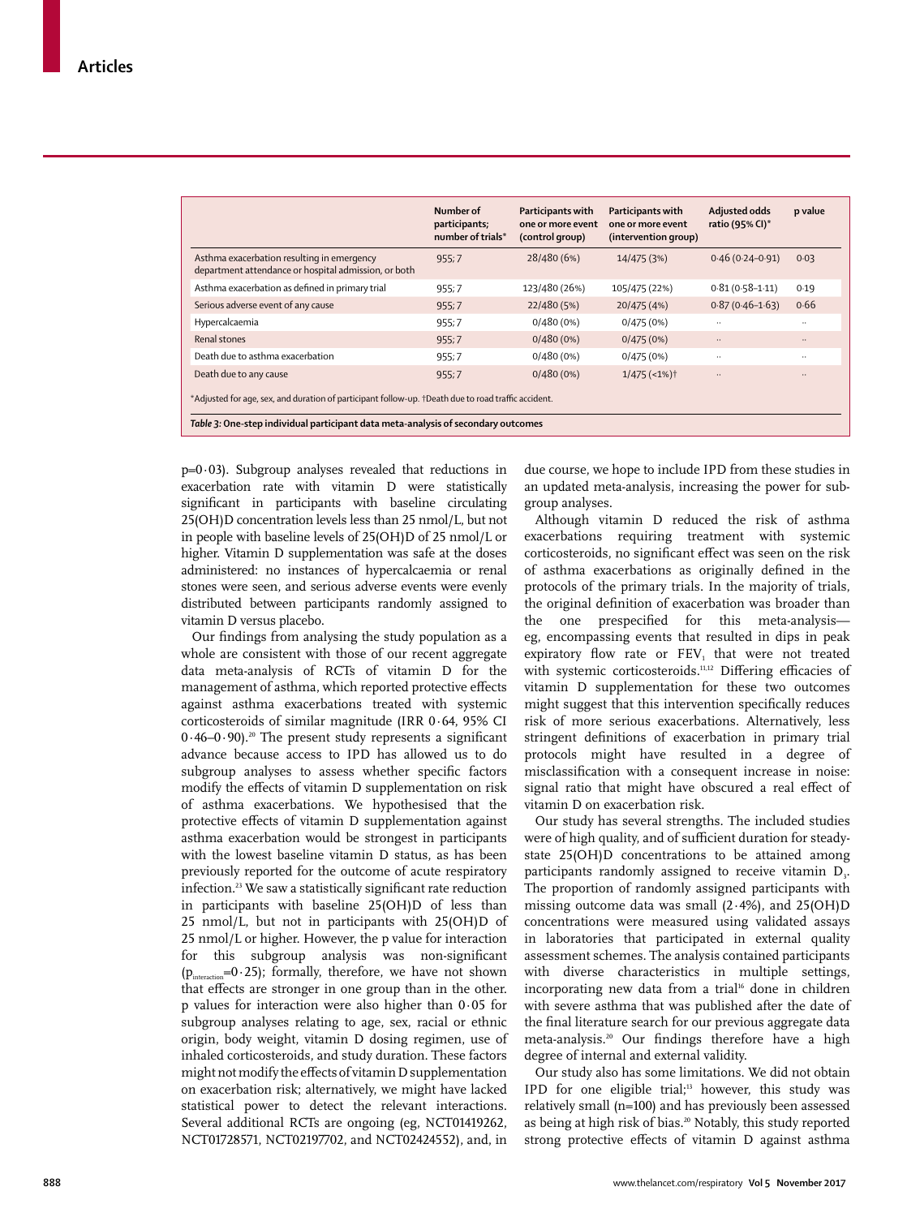| | Number of participants; number of trials* | Participants with one or more event (control group) | Participants with one or more event (intervention group) | Adjusted odds ratio (95% CI)* | p value |
|---|---|---|---|---|---|
| Asthma exacerbation resulting in emergency department attendance or hospital admission, or both | 955; 7 | 28/480 (6%) | 14/475 (3%) | 0·46 (0·24–0·91) | 0·03 |
| Asthma exacerbation as defined in primary trial | 955; 7 | 123/480 (26%) | 105/475 (22%) | 0·81 (0·58–1·11) | 0·19 |
| Serious adverse event of any cause | 955; 7 | 22/480 (5%) | 20/475 (4%) | 0·87 (0·46–1·63) | 0·66 |
| Hypercalcaemia | 955; 7 | 0/480 (0%) | 0/475 (0%) | .. | .. |
| Renal stones | 955; 7 | 0/480 (0%) | 0/475 (0%) | .. | .. |
| Death due to asthma exacerbation | 955; 7 | 0/480 (0%) | 0/475 (0%) | .. | .. |
| Death due to any cause | 955; 7 | 0/480 (0%) | 1/475 (<1%)† | .. | .. |

*Adjusted for age, sex, and duration of participant follow-up. †Death due to road traffic accident.

*Table 3:* **One-step individual participant data meta-analysis of secondary outcomes**

p=0·03). Subgroup analyses revealed that reductions in exacerbation rate with vitamin D were statistically significant in participants with baseline circulating 25(OH)D concentration levels less than 25 nmol/L, but not in people with baseline levels of 25(OH)D of 25 nmol/L or higher. Vitamin D supplementation was safe at the doses administered: no instances of hypercalcaemia or renal stones were seen, and serious adverse events were evenly distributed between participants randomly assigned to vitamin D versus placebo.

Our findings from analysing the study population as a whole are consistent with those of our recent aggregate data meta-analysis of RCTs of vitamin D for the management of asthma, which reported protective effects against asthma exacerbations treated with systemic corticosteroids of similar magnitude (IRR 0·64, 95% CI 0·46–0·90).[20] The present study represents a significant advance because access to IPD has allowed us to do subgroup analyses to assess whether specific factors modify the effects of vitamin D supplementation on risk of asthma exacerbations. We hypothesised that the protective effects of vitamin D supplementation against asthma exacerbation would be strongest in participants with the lowest baseline vitamin D status, as has been previously reported for the outcome of acute respiratory infection.[23] We saw a statistically significant rate reduction in participants with baseline 25(OH)D of less than 25 nmol/L, but not in participants with 25(OH)D of 25 nmol/L or higher. However, the p value for interaction for this subgroup analysis was non-significant ($p_{interaction}$=0·25); formally, therefore, we have not shown that effects are stronger in one group than in the other. p values for interaction were also higher than 0·05 for subgroup analyses relating to age, sex, racial or ethnic origin, body weight, vitamin D dosing regimen, use of inhaled corticosteroids, and study duration. These factors might not modify the effects of vitamin D supplementation on exacerbation risk; alternatively, we might have lacked statistical power to detect the relevant interactions. Several additional RCTs are ongoing (eg, NCT01419262, NCT01728571, NCT02197702, and NCT02424552), and, in due course, we hope to include IPD from these studies in an updated meta-analysis, increasing the power for subgroup analyses.

Although vitamin D reduced the risk of asthma exacerbations requiring treatment with systemic corticosteroids, no significant effect was seen on the risk of asthma exacerbations as originally defined in the protocols of the primary trials. In the majority of trials, the original definition of exacerbation was broader than the one prespecified for this meta-analysis—eg, encompassing events that resulted in dips in peak expiratory flow rate or $FEV_1$ that were not treated with systemic corticosteroids.[11,12] Differing efficacies of vitamin D supplementation for these two outcomes might suggest that this intervention specifically reduces risk of more serious exacerbations. Alternatively, less stringent definitions of exacerbation in primary trial protocols might have resulted in a degree of misclassification with a consequent increase in noise: signal ratio that might have obscured a real effect of vitamin D on exacerbation risk.

Our study has several strengths. The included studies were of high quality, and of sufficient duration for steady-state 25(OH)D concentrations to be attained among participants randomly assigned to receive vitamin $D_3$. The proportion of randomly assigned participants with missing outcome data was small (2·4%), and 25(OH)D concentrations were measured using validated assays in laboratories that participated in external quality assessment schemes. The analysis contained participants with diverse characteristics in multiple settings, incorporating new data from a trial[16] done in children with severe asthma that was published after the date of the final literature search for our previous aggregate data meta-analysis.[20] Our findings therefore have a high degree of internal and external validity.

Our study also has some limitations. We did not obtain IPD for one eligible trial;[13] however, this study was relatively small (n=100) and has previously been assessed as being at high risk of bias.[20] Notably, this study reported strong protective effects of vitamin D against asthma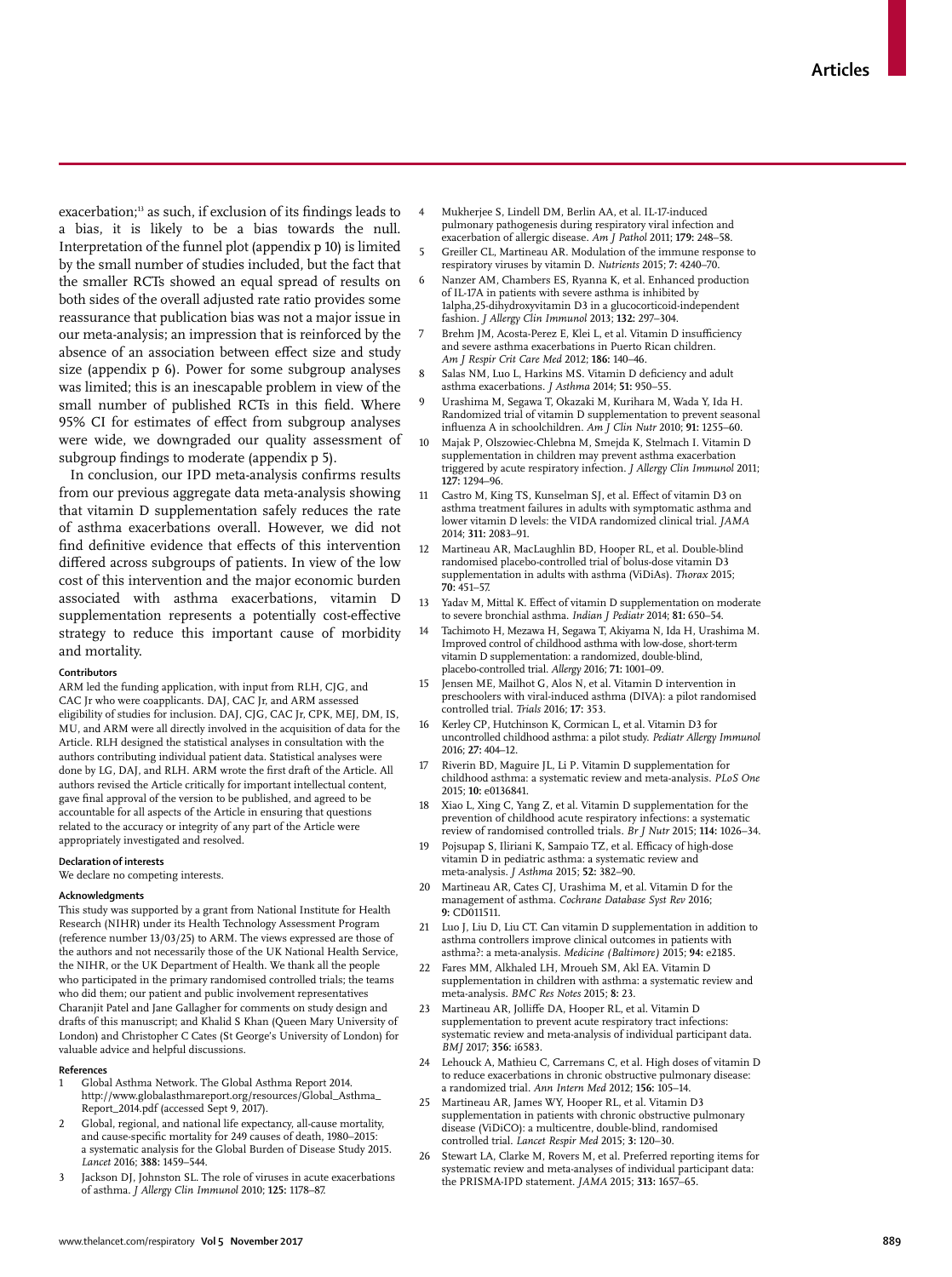exacerbation;[13] as such, if exclusion of its findings leads to a bias, it is likely to be a bias towards the null. Interpretation of the funnel plot (appendix p 10) is limited by the small number of studies included, but the fact that the smaller RCTs showed an equal spread of results on both sides of the overall adjusted rate ratio provides some reassurance that publication bias was not a major issue in our meta-analysis; an impression that is reinforced by the absence of an association between effect size and study size (appendix p 6). Power for some subgroup analyses was limited; this is an inescapable problem in view of the small number of published RCTs in this field. Where 95% CI for estimates of effect from subgroup analyses were wide, we downgraded our quality assessment of subgroup findings to moderate (appendix p 5).

In conclusion, our IPD meta-analysis confirms results from our previous aggregate data meta-analysis showing that vitamin D supplementation safely reduces the rate of asthma exacerbations overall. However, we did not find definitive evidence that effects of this intervention differed across subgroups of patients. In view of the low cost of this intervention and the major economic burden associated with asthma exacerbations, vitamin D supplementation represents a potentially cost-effective strategy to reduce this important cause of morbidity and mortality.

#### Contributors

ARM led the funding application, with input from RLH, CJG, and CAC Jr who were coapplicants. DAJ, CAC Jr, and ARM assessed eligibility of studies for inclusion. DAJ, CJG, CAC Jr, CPK, MEJ, DM, IS, MU, and ARM were all directly involved in the acquisition of data for the Article. RLH designed the statistical analyses in consultation with the authors contributing individual patient data. Statistical analyses were done by LG, DAJ, and RLH. ARM wrote the first draft of the Article. All authors revised the Article critically for important intellectual content, gave final approval of the version to be published, and agreed to be accountable for all aspects of the Article in ensuring that questions related to the accuracy or integrity of any part of the Article were appropriately investigated and resolved.

#### Declaration of interests

We declare no competing interests.

#### Acknowledgments

This study was supported by a grant from National Institute for Health Research (NIHR) under its Health Technology Assessment Program (reference number 13/03/25) to ARM. The views expressed are those of the authors and not necessarily those of the UK National Health Service, the NIHR, or the UK Department of Health. We thank all the people who participated in the primary randomised controlled trials; the teams who did them; our patient and public involvement representatives Charanjit Patel and Jane Gallagher for comments on study design and drafts of this manuscript; and Khalid S Khan (Queen Mary University of London) and Christopher C Cates (St George's University of London) for valuable advice and helpful discussions.

#### References

1. Global Asthma Network. The Global Asthma Report 2014. http://www.globalasthmareport.org/resources/Global_Asthma_Report_2014.pdf (accessed Sept 9, 2017).
2. Global, regional, and national life expectancy, all-cause mortality, and cause-specific mortality for 249 causes of death, 1980–2015: a systematic analysis for the Global Burden of Disease Study 2015. *Lancet* 2016; **388:** 1459–544.
3. Jackson DJ, Johnston SL. The role of viruses in acute exacerbations of asthma. *J Allergy Clin Immunol* 2010; **125:** 1178–87.
4. Mukherjee S, Lindell DM, Berlin AA, et al. IL-17-induced pulmonary pathogenesis during respiratory viral infection and exacerbation of allergic disease. *Am J Pathol* 2011; **179:** 248–58.
5. Greiller CL, Martineau AR. Modulation of the immune response to respiratory viruses by vitamin D. *Nutrients* 2015; **7:** 4240–70.
6. Nanzer AM, Chambers ES, Ryanna K, et al. Enhanced production of IL-17A in patients with severe asthma is inhibited by 1alpha,25-dihydroxyvitamin D3 in a glucocorticoid-independent fashion. *J Allergy Clin Immunol* 2013; **132:** 297–304.
7. Brehm JM, Acosta-Perez E, Klei L, et al. Vitamin D insufficiency and severe asthma exacerbations in Puerto Rican children. *Am J Respir Crit Care Med* 2012; **186:** 140–46.
8. Salas NM, Luo L, Harkins MS. Vitamin D deficiency and adult asthma exacerbations. *J Asthma* 2014; **51:** 950–55.
9. Urashima M, Segawa T, Okazaki M, Kurihara M, Wada Y, Ida H. Randomized trial of vitamin D supplementation to prevent seasonal influenza A in schoolchildren. *Am J Clin Nutr* 2010; **91:** 1255–60.
10. Majak P, Olszowiec-Chlebna M, Smejda K, Stelmach I. Vitamin D supplementation in children may prevent asthma exacerbation triggered by acute respiratory infection. *J Allergy Clin Immunol* 2011; **127:** 1294–96.
11. Castro M, King TS, Kunselman SJ, et al. Effect of vitamin D3 on asthma treatment failures in adults with symptomatic asthma and lower vitamin D levels: the VIDA randomized clinical trial. *JAMA* 2014; **311:** 2083–91.
12. Martineau AR, MacLaughlin BD, Hooper RL, et al. Double-blind randomised placebo-controlled trial of bolus-dose vitamin D3 supplementation in adults with asthma (ViDiAs). *Thorax* 2015; **70:** 451–57.
13. Yadav M, Mittal K. Effect of vitamin D supplementation on moderate to severe bronchial asthma. *Indian J Pediatr* 2014; **81:** 650–54.
14. Tachimoto H, Mezawa H, Segawa T, Akiyama N, Ida H, Urashima M. Improved control of childhood asthma with low-dose, short-term vitamin D supplementation: a randomized, double-blind, placebo-controlled trial. *Allergy* 2016; **71:** 1001–09.
15. Jensen ME, Mailhot G, Alos N, et al. Vitamin D intervention in preschoolers with viral-induced asthma (DIVA): a pilot randomised controlled trial. *Trials* 2016; **17:** 353.
16. Kerley CP, Hutchinson K, Cormican L, et al. Vitamin D3 for uncontrolled childhood asthma: a pilot study. *Pediatr Allergy Immunol* 2016; **27:** 404–12.
17. Riverin BD, Maguire JL, Li P. Vitamin D supplementation for childhood asthma: a systematic review and meta-analysis. *PLoS One* 2015; **10:** e0136841.
18. Xiao L, Xing C, Yang Z, et al. Vitamin D supplementation for the prevention of childhood acute respiratory infections: a systematic review of randomised controlled trials. *Br J Nutr* 2015; **114:** 1026–34.
19. Pojsupap S, Iliriani K, Sampaio TZ, et al. Efficacy of high-dose vitamin D in pediatric asthma: a systematic review and meta-analysis. *J Asthma* 2015; **52:** 382–90.
20. Martineau AR, Cates CJ, Urashima M, et al. Vitamin D for the management of asthma. *Cochrane Database Syst Rev* 2016; **9:** CD011511.
21. Luo J, Liu D, Liu CT. Can vitamin D supplementation in addition to asthma controllers improve clinical outcomes in patients with asthma?: a meta-analysis. *Medicine (Baltimore)* 2015; **94:** e2185.
22. Fares MM, Alkhaled LH, Mroueh SM, Akl EA. Vitamin D supplementation in children with asthma: a systematic review and meta-analysis. *BMC Res Notes* 2015; **8:** 23.
23. Martineau AR, Jolliffe DA, Hooper RL, et al. Vitamin D supplementation to prevent acute respiratory tract infections: systematic review and meta-analysis of individual participant data. *BMJ* 2017; **356:** i6583.
24. Lehouck A, Mathieu C, Carremans C, et al. High doses of vitamin D to reduce exacerbations in chronic obstructive pulmonary disease: a randomized trial. *Ann Intern Med* 2012; **156:** 105–14.
25. Martineau AR, James WY, Hooper RL, et al. Vitamin D3 supplementation in patients with chronic obstructive pulmonary disease (ViDiCO): a multicentre, double-blind, randomised controlled trial. *Lancet Respir Med* 2015; **3:** 120–30.
26. Stewart LA, Clarke M, Rovers M, et al. Preferred reporting items for systematic review and meta-analyses of individual participant data: the PRISMA-IPD statement. *JAMA* 2015; **313:** 1657–65.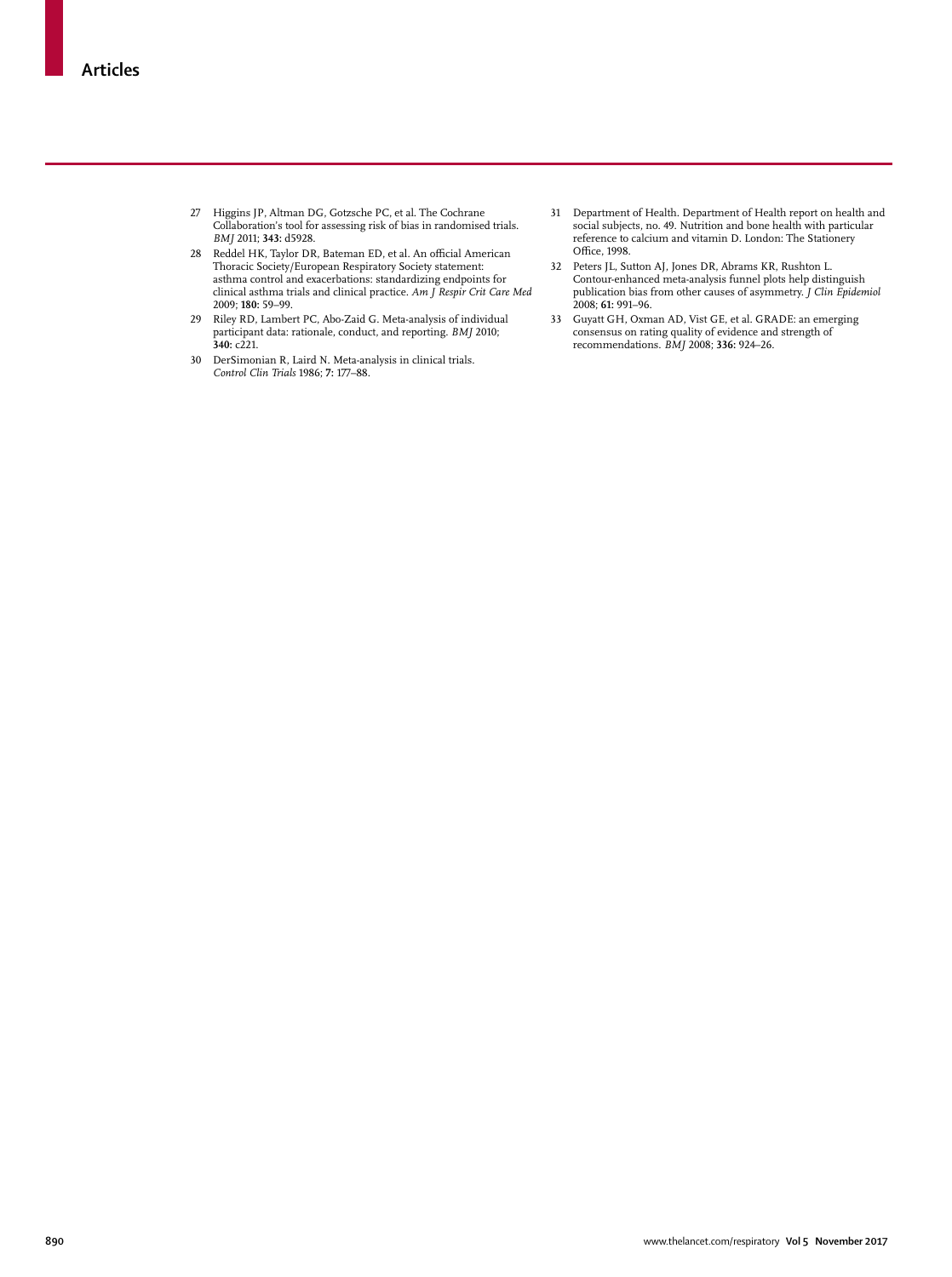27 Higgins JP, Altman DG, Gotzsche PC, et al. The Cochrane Collaboration's tool for assessing risk of bias in randomised trials. *BMJ* 2011; **343:** d5928.

28 Reddel HK, Taylor DR, Bateman ED, et al. An official American Thoracic Society/European Respiratory Society statement: asthma control and exacerbations: standardizing endpoints for clinical asthma trials and clinical practice. *Am J Respir Crit Care Med* 2009; **180:** 59–99.

29 Riley RD, Lambert PC, Abo-Zaid G. Meta-analysis of individual participant data: rationale, conduct, and reporting. *BMJ* 2010; **340:** c221.

30 DerSimonian R, Laird N. Meta-analysis in clinical trials. *Control Clin Trials* 1986; **7:** 177–88.

31 Department of Health. Department of Health report on health and social subjects, no. 49. Nutrition and bone health with particular reference to calcium and vitamin D. London: The Stationery Office, 1998.

32 Peters JL, Sutton AJ, Jones DR, Abrams KR, Rushton L. Contour-enhanced meta-analysis funnel plots help distinguish publication bias from other causes of asymmetry. *J Clin Epidemiol* 2008; **61:** 991–96.

33 Guyatt GH, Oxman AD, Vist GE, et al. GRADE: an emerging consensus on rating quality of evidence and strength of recommendations. *BMJ* 2008; **336:** 924–26.